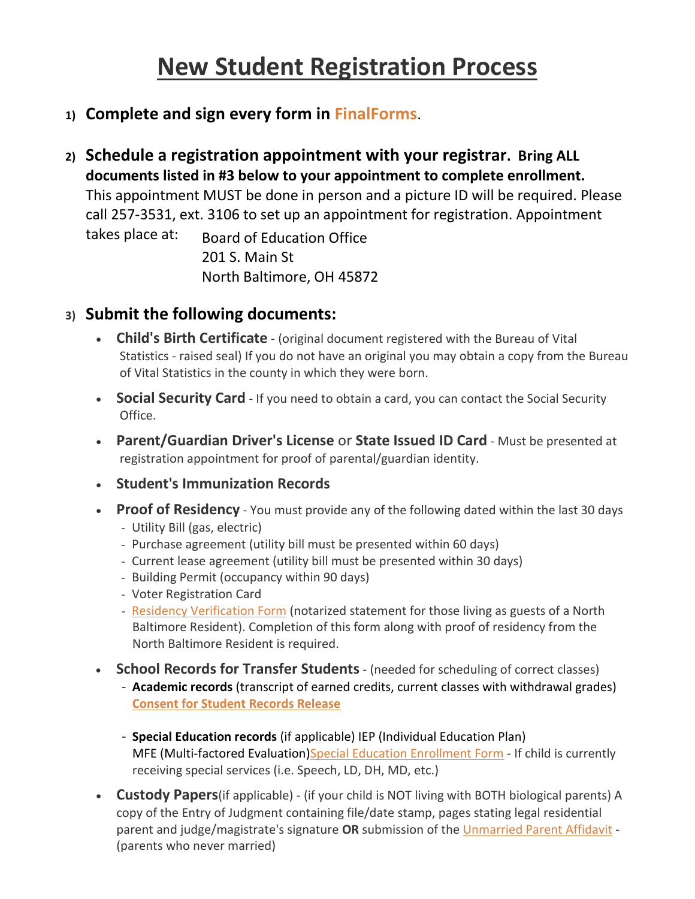# New Student Registration Process

1) **Complete and sign every form in FinalForms.**

2) **Schedule a registration appointment with your registrar. Bring ALL documents listed in #3 below to your appointment to complete enrollment.** This appointment MUST be done in person and a picture ID will be required. Please call 257-3531, ext. 3106 to set up an appointment for registration. Appointment takes place at:

   Board of Education Office
   201 S. Main St
   North Baltimore, OH 45872

3) **Submit the following documents:**

   - **Child's Birth Certificate** - (original document registered with the Bureau of Vital Statistics - raised seal) If you do not have an original you may obtain a copy from the Bureau of Vital Statistics in the county in which they were born.
   - **Social Security Card** - If you need to obtain a card, you can contact the Social Security Office.
   - **Parent/Guardian Driver's License** or **State Issued ID Card** - Must be presented at registration appointment for proof of parental/guardian identity.
   - **Student's Immunization Records**
   - **Proof of Residency** - You must provide any of the following dated within the last 30 days
     - Utility Bill (gas, electric)
     - Purchase agreement (utility bill must be presented within 60 days)
     - Current lease agreement (utility bill must be presented within 30 days)
     - Building Permit (occupancy within 90 days)
     - Voter Registration Card
     - Residency Verification Form (notarized statement for those living as guests of a North Baltimore Resident). Completion of this form along with proof of residency from the North Baltimore Resident is required.
   - **School Records for Transfer Students** - (needed for scheduling of correct classes)
     - **Academic records** (transcript of earned credits, current classes with withdrawal grades) **Consent for Student Records Release**
     - **Special Education records** (if applicable) IEP (Individual Education Plan) MFE (Multi-factored Evaluation) Special Education Enrollment Form - If child is currently receiving special services (i.e. Speech, LD, DH, MD, etc.)
   - **Custody Papers** (if applicable) - (if your child is NOT living with BOTH biological parents) A copy of the Entry of Judgment containing file/date stamp, pages stating legal residential parent and judge/magistrate's signature **OR** submission of the Unmarried Parent Affidavit - (parents who never married)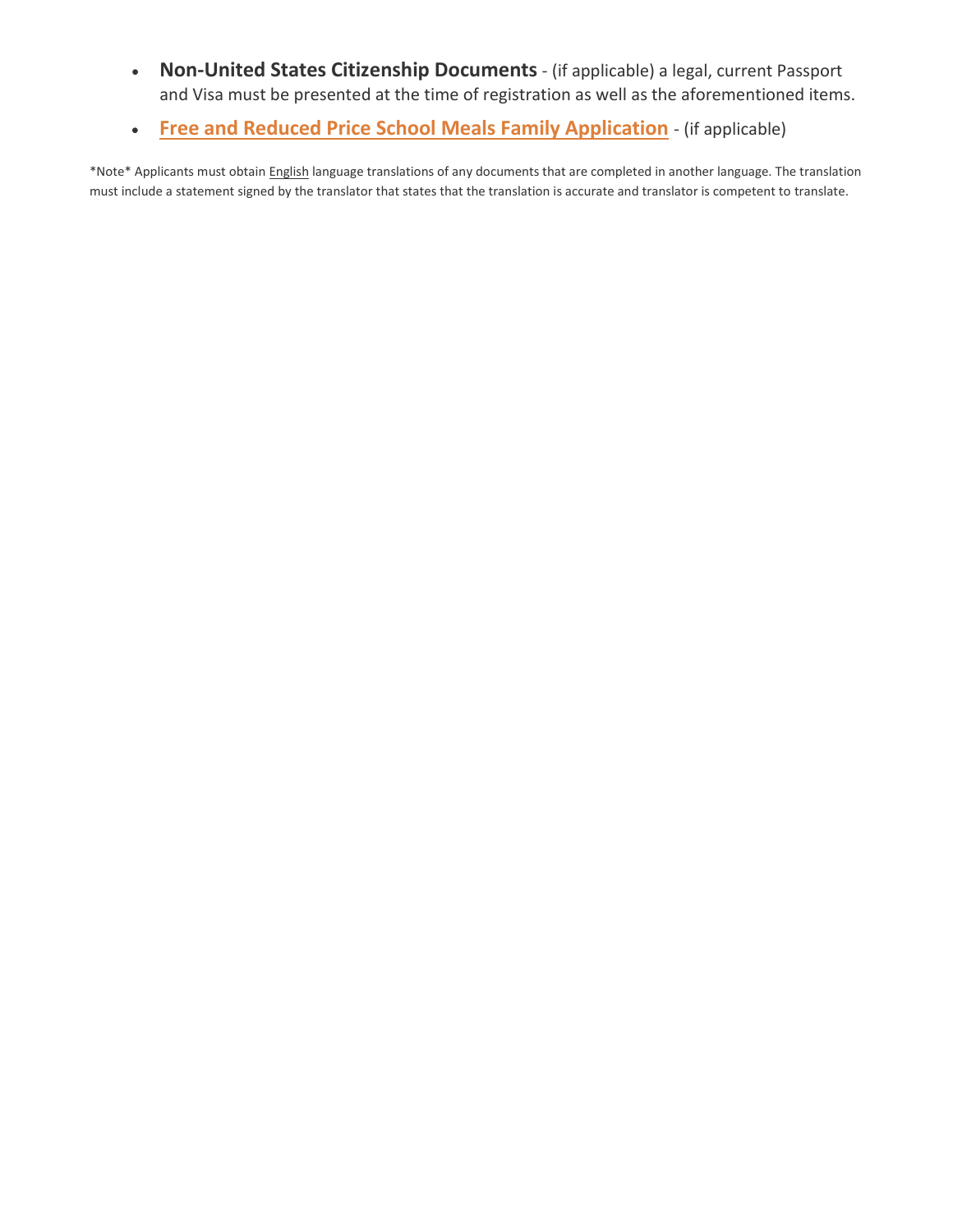- **Non-United States Citizenship Documents** - (if applicable) a legal, current Passport and Visa must be presented at the time of registration as well as the aforementioned items.
- **Free and Reduced Price School Meals Family Application** - (if applicable)

*Note* Applicants must obtain English language translations of any documents that are completed in another language. The translation must include a statement signed by the translator that states that the translation is accurate and translator is competent to translate.